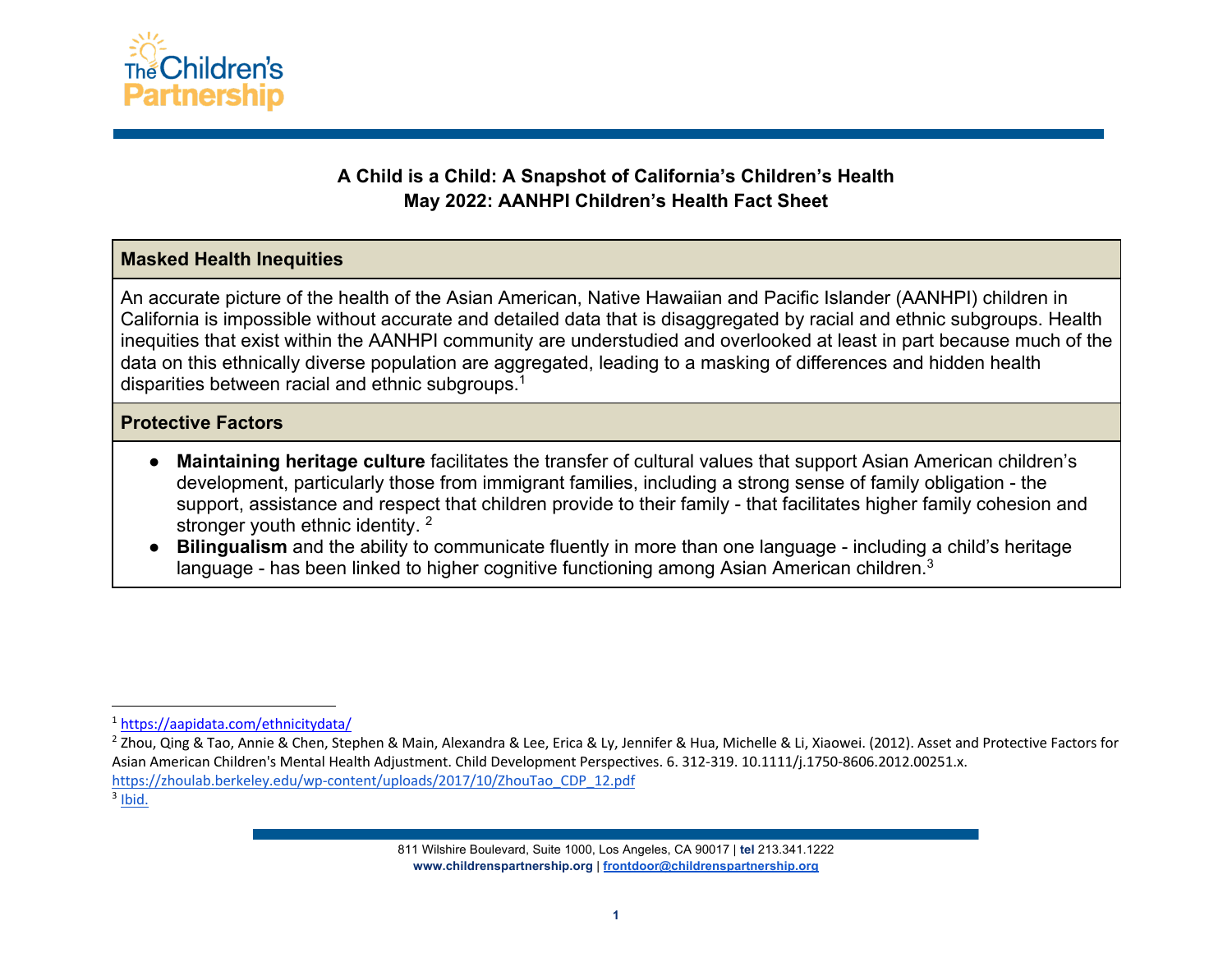# A Child is a Child: A Snapshot of California's Children's Health
## May 2022: AANHPI Children's Health Fact Sheet

### Masked Health Inequities

An accurate picture of the health of the Asian American, Native Hawaiian and Pacific Islander (AANHPI) children in California is impossible without accurate and detailed data that is disaggregated by racial and ethnic subgroups. Health inequities that exist within the AANHPI community are understudied and overlooked at least in part because much of the data on this ethnically diverse population are aggregated, leading to a masking of differences and hidden health disparities between racial and ethnic subgroups.[1]

### Protective Factors

- **Maintaining heritage culture** facilitates the transfer of cultural values that support Asian American children's development, particularly those from immigrant families, including a strong sense of family obligation - the support, assistance and respect that children provide to their family - that facilitates higher family cohesion and stronger youth ethnic identity. [2]
- **Bilingualism** and the ability to communicate fluently in more than one language - including a child's heritage language - has been linked to higher cognitive functioning among Asian American children.[3]

---

[1] https://aapidata.com/ethnicitydata/

[2] Zhou, Qing & Tao, Annie & Chen, Stephen & Main, Alexandra & Lee, Erica & Ly, Jennifer & Hua, Michelle & Li, Xiaowei. (2012). Asset and Protective Factors for Asian American Children's Mental Health Adjustment. Child Development Perspectives. 6. 312-319. 10.1111/j.1750-8606.2012.00251.x. https://zhoulab.berkeley.edu/wp-content/uploads/2017/10/ZhouTao_CDP_12.pdf

[3] Ibid.

811 Wilshire Boulevard, Suite 1000, Los Angeles, CA 90017 | **tel** 213.341.1222
**www.childrenspartnership.org** | frontdoor@childrenspartnership.org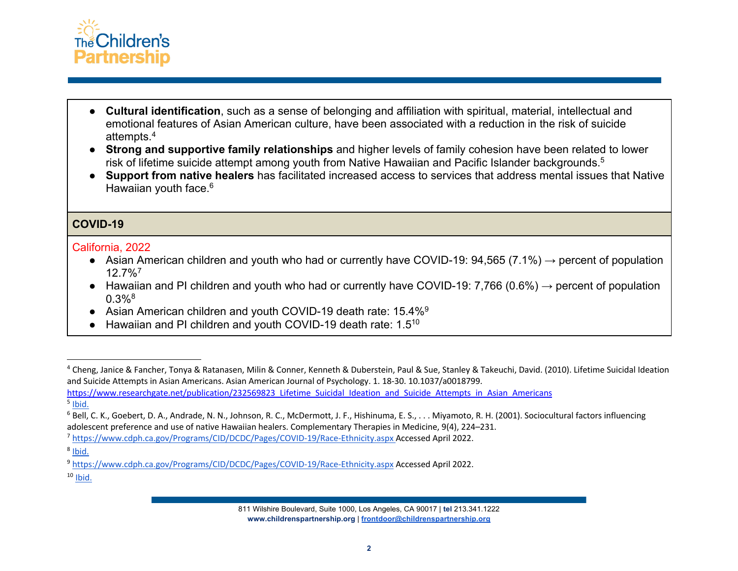- **Cultural identification**, such as a sense of belonging and affiliation with spiritual, material, intellectual and emotional features of Asian American culture, have been associated with a reduction in the risk of suicide attempts.[4]
- **Strong and supportive family relationships** and higher levels of family cohesion have been related to lower risk of lifetime suicide attempt among youth from Native Hawaiian and Pacific Islander backgrounds.[5]
- **Support from native healers** has facilitated increased access to services that address mental issues that Native Hawaiian youth face.[6]

## COVID-19

California, 2022

- Asian American children and youth who had or currently have COVID-19: 94,565 (7.1%) → percent of population 12.7%[7]
- Hawaiian and PI children and youth who had or currently have COVID-19: 7,766 (0.6%) → percent of population 0.3%[8]
- Asian American children and youth COVID-19 death rate: 15.4%[9]
- Hawaiian and PI children and youth COVID-19 death rate: 1.5[10]

---

[4] Cheng, Janice & Fancher, Tonya & Ratanasen, Milin & Conner, Kenneth & Duberstein, Paul & Sue, Stanley & Takeuchi, David. (2010). Lifetime Suicidal Ideation and Suicide Attempts in Asian Americans. Asian American Journal of Psychology. 1. 18-30. 10.1037/a0018799. https://www.researchgate.net/publication/232569823_Lifetime_Suicidal_Ideation_and_Suicide_Attempts_in_Asian_Americans

[5] Ibid.

[6] Bell, C. K., Goebert, D. A., Andrade, N. N., Johnson, R. C., McDermott, J. F., Hishinuma, E. S., . . . Miyamoto, R. H. (2001). Sociocultural factors influencing adolescent preference and use of native Hawaiian healers. Complementary Therapies in Medicine, 9(4), 224–231.

[7] https://www.cdph.ca.gov/Programs/CID/DCDC/Pages/COVID-19/Race-Ethnicity.aspx Accessed April 2022.

[8] Ibid.

[9] https://www.cdph.ca.gov/Programs/CID/DCDC/Pages/COVID-19/Race-Ethnicity.aspx Accessed April 2022.

[10] Ibid.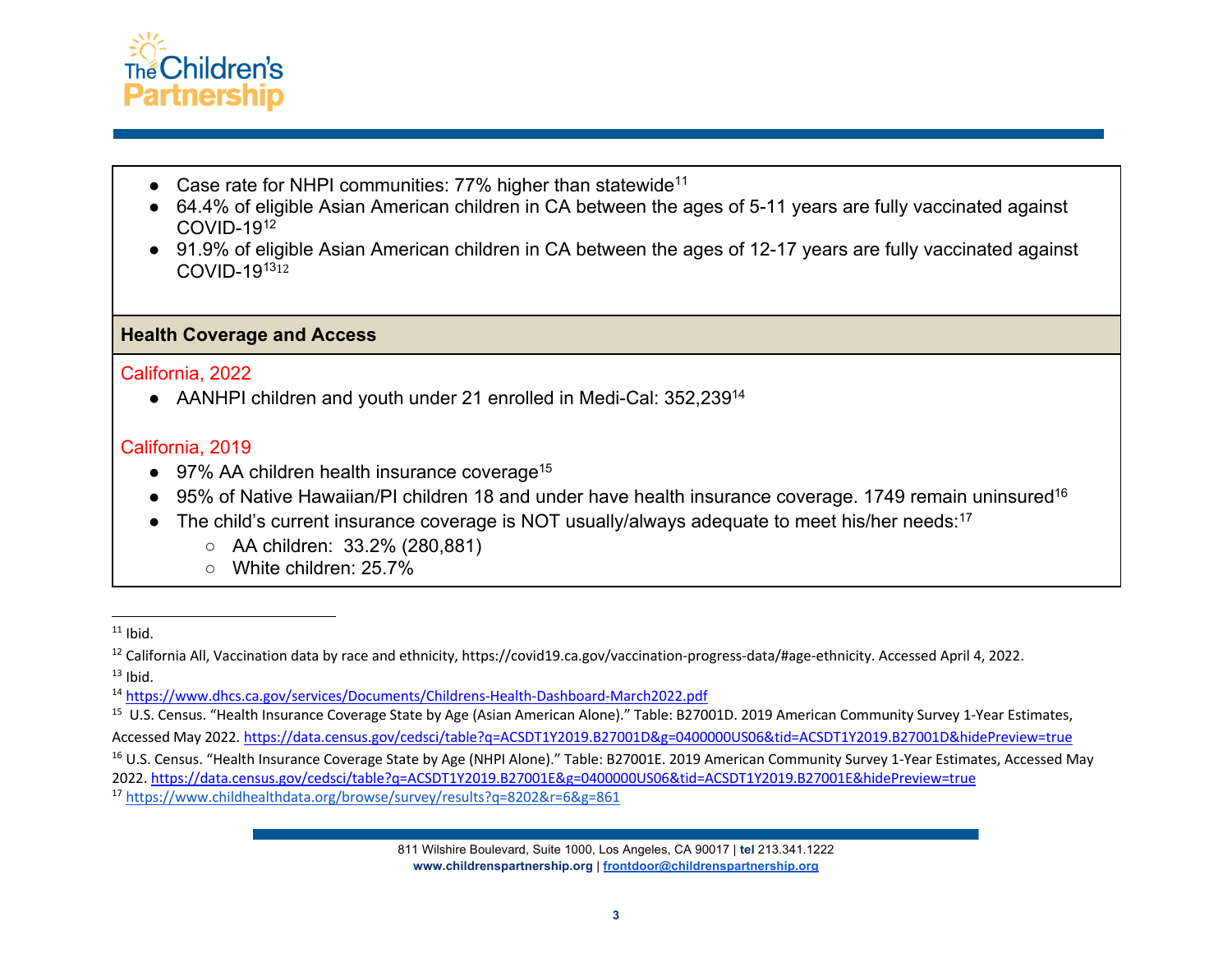- Case rate for NHPI communities: 77% higher than statewide[11]
- 64.4% of eligible Asian American children in CA between the ages of 5-11 years are fully vaccinated against COVID-19[12]
- 91.9% of eligible Asian American children in CA between the ages of 12-17 years are fully vaccinated against COVID-19[13][12]

### Health Coverage and Access

California, 2022

- AANHPI children and youth under 21 enrolled in Medi-Cal: 352,239[14]

California, 2019

- 97% AA children health insurance coverage[15]
- 95% of Native Hawaiian/PI children 18 and under have health insurance coverage. 1749 remain uninsured[16]
- The child's current insurance coverage is NOT usually/always adequate to meet his/her needs:[17]
  - AA children: 33.2% (280,881)
  - White children: 25.7%

---

[11] Ibid.

[12] California All, Vaccination data by race and ethnicity, https://covid19.ca.gov/vaccination-progress-data/#age-ethnicity. Accessed April 4, 2022.

[13] Ibid.

[14] https://www.dhcs.ca.gov/services/Documents/Childrens-Health-Dashboard-March2022.pdf

[15] U.S. Census. "Health Insurance Coverage State by Age (Asian American Alone)." Table: B27001D. 2019 American Community Survey 1-Year Estimates, Accessed May 2022. https://data.census.gov/cedsci/table?q=ACSDT1Y2019.B27001D&g=0400000US06&tid=ACSDT1Y2019.B27001D&hidePreview=true

[16] U.S. Census. "Health Insurance Coverage State by Age (NHPI Alone)." Table: B27001E. 2019 American Community Survey 1-Year Estimates, Accessed May 2022. https://data.census.gov/cedsci/table?q=ACSDT1Y2019.B27001E&g=0400000US06&tid=ACSDT1Y2019.B27001E&hidePreview=true

[17] https://www.childhealthdata.org/browse/survey/results?q=8202&r=6&g=861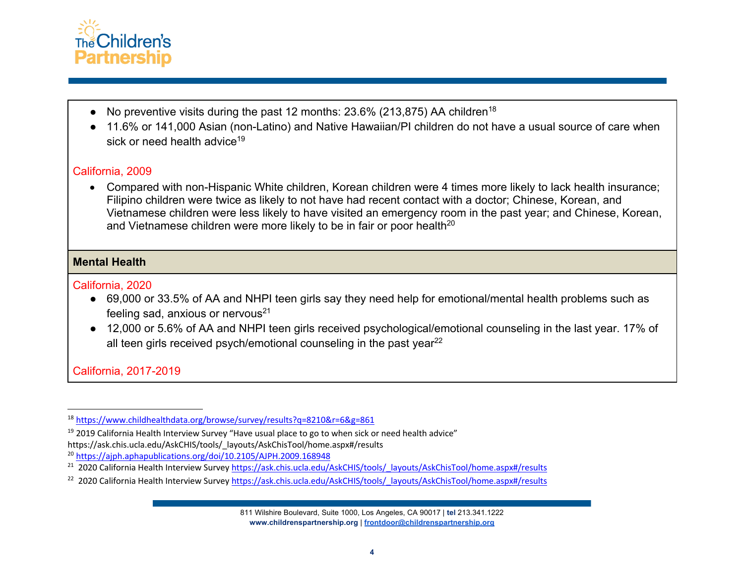- No preventive visits during the past 12 months: 23.6% (213,875) AA children[18]
- 11.6% or 141,000 Asian (non-Latino) and Native Hawaiian/PI children do not have a usual source of care when sick or need health advice[19]

California, 2009

- Compared with non-Hispanic White children, Korean children were 4 times more likely to lack health insurance; Filipino children were twice as likely to not have had recent contact with a doctor; Chinese, Korean, and Vietnamese children were less likely to have visited an emergency room in the past year; and Chinese, Korean, and Vietnamese children were more likely to be in fair or poor health[20]

**Mental Health**

California, 2020

- 69,000 or 33.5% of AA and NHPI teen girls say they need help for emotional/mental health problems such as feeling sad, anxious or nervous[21]
- 12,000 or 5.6% of AA and NHPI teen girls received psychological/emotional counseling in the last year. 17% of all teen girls received psych/emotional counseling in the past year[22]

California, 2017-2019

---

[18] https://www.childhealthdata.org/browse/survey/results?q=8210&r=6&g=861

[19] 2019 California Health Interview Survey "Have usual place to go to when sick or need health advice" https://ask.chis.ucla.edu/AskCHIS/tools/_layouts/AskChisTool/home.aspx#/results

[20] https://ajph.aphapublications.org/doi/10.2105/AJPH.2009.168948

[21] 2020 California Health Interview Survey https://ask.chis.ucla.edu/AskCHIS/tools/_layouts/AskChisTool/home.aspx#/results

[22] 2020 California Health Interview Survey https://ask.chis.ucla.edu/AskCHIS/tools/_layouts/AskChisTool/home.aspx#/results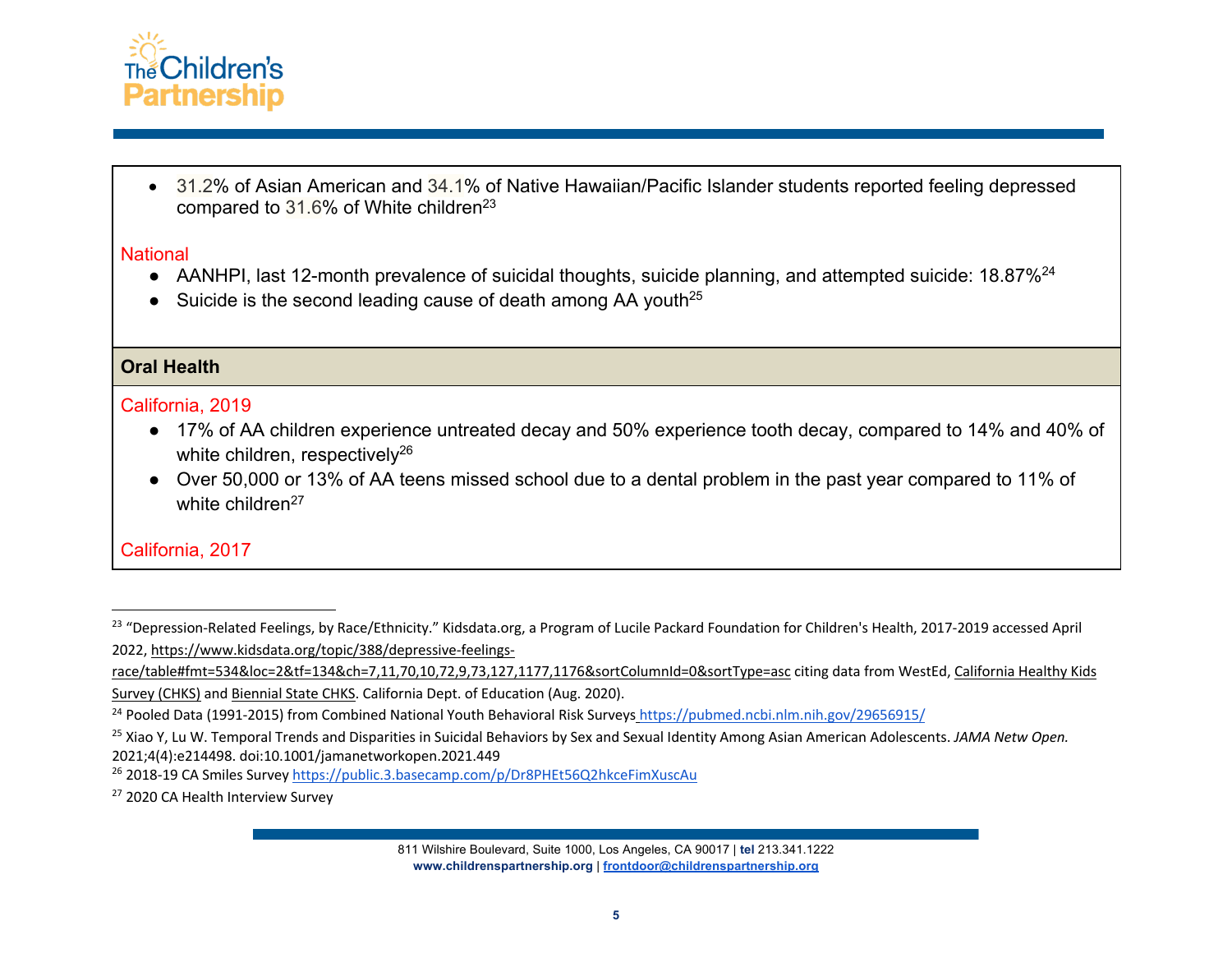- 31.2% of Asian American and 34.1% of Native Hawaiian/Pacific Islander students reported feeling depressed compared to 31.6% of White children[23]

National

- AANHPI, last 12-month prevalence of suicidal thoughts, suicide planning, and attempted suicide: 18.87%[24]
- Suicide is the second leading cause of death among AA youth[25]

**Oral Health**

California, 2019

- 17% of AA children experience untreated decay and 50% experience tooth decay, compared to 14% and 40% of white children, respectively[26]
- Over 50,000 or 13% of AA teens missed school due to a dental problem in the past year compared to 11% of white children[27]

California, 2017

---

[23] "Depression-Related Feelings, by Race/Ethnicity." Kidsdata.org, a Program of Lucile Packard Foundation for Children's Health, 2017-2019 accessed April 2022, https://www.kidsdata.org/topic/388/depressive-feelings-race/table#fmt=534&loc=2&tf=134&ch=7,11,70,10,72,9,73,127,1177,1176&sortColumnId=0&sortType=asc citing data from WestEd, California Healthy Kids Survey (CHKS) and Biennial State CHKS. California Dept. of Education (Aug. 2020).

[24] Pooled Data (1991-2015) from Combined National Youth Behavioral Risk Surveys https://pubmed.ncbi.nlm.nih.gov/29656915/

[25] Xiao Y, Lu W. Temporal Trends and Disparities in Suicidal Behaviors by Sex and Sexual Identity Among Asian American Adolescents. *JAMA Netw Open.* 2021;4(4):e214498. doi:10.1001/jamanetworkopen.2021.449

[26] 2018-19 CA Smiles Survey https://public.3.basecamp.com/p/Dr8PHEt56Q2hkceFimXuscAu

[27] 2020 CA Health Interview Survey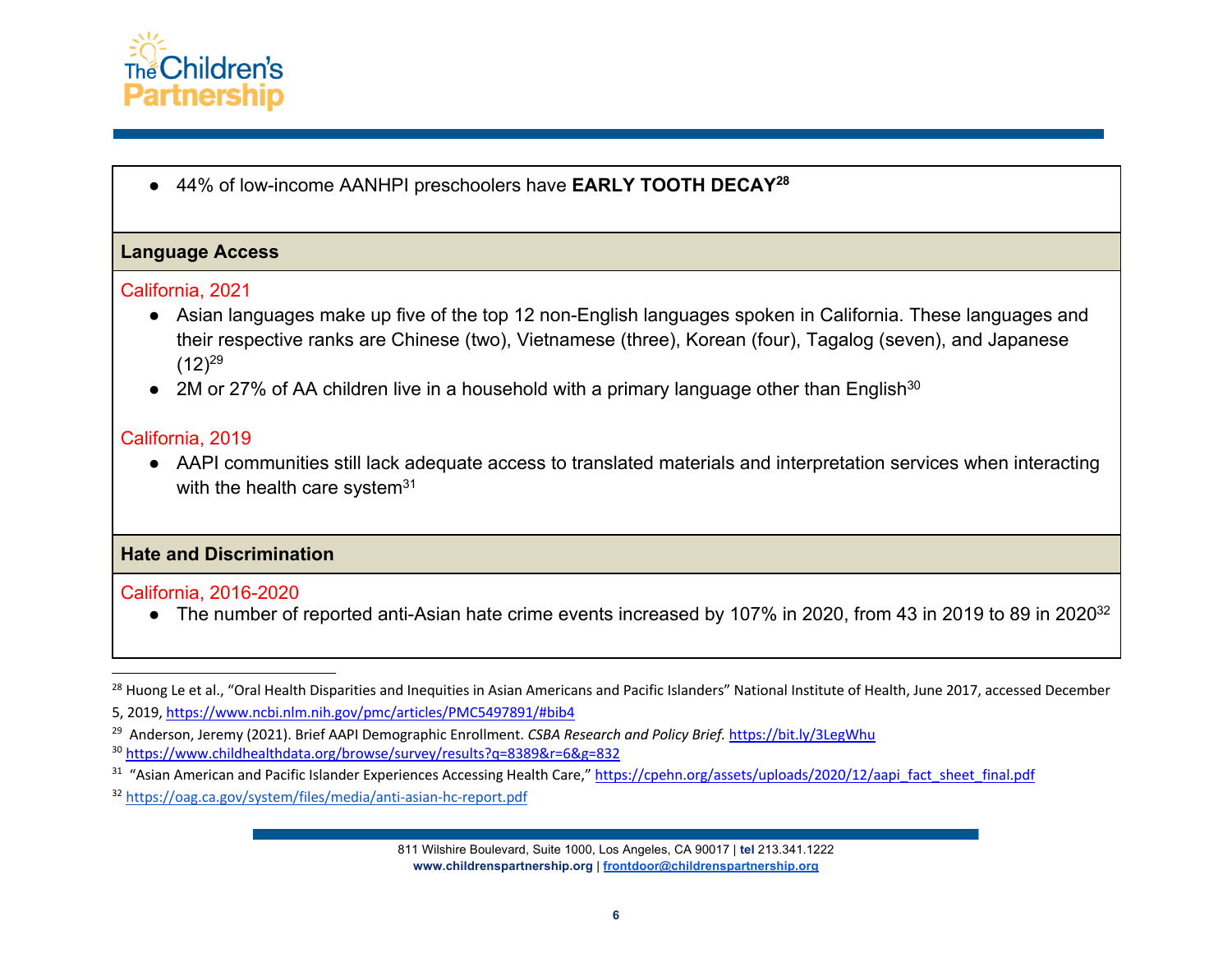- 44% of low-income AANHPI preschoolers have **EARLY TOOTH DECAY**[28]

**Language Access**

California, 2021

- Asian languages make up five of the top 12 non-English languages spoken in California. These languages and their respective ranks are Chinese (two), Vietnamese (three), Korean (four), Tagalog (seven), and Japanese (12)[29]
- 2M or 27% of AA children live in a household with a primary language other than English[30]

California, 2019

- AAPI communities still lack adequate access to translated materials and interpretation services when interacting with the health care system[31]

**Hate and Discrimination**

California, 2016-2020

- The number of reported anti-Asian hate crime events increased by 107% in 2020, from 43 in 2019 to 89 in 2020[32]

---

[28] Huong Le et al., "Oral Health Disparities and Inequities in Asian Americans and Pacific Islanders" National Institute of Health, June 2017, accessed December 5, 2019, https://www.ncbi.nlm.nih.gov/pmc/articles/PMC5497891/#bib4

[29] Anderson, Jeremy (2021). Brief AAPI Demographic Enrollment. *CSBA Research and Policy Brief.* https://bit.ly/3LegWhu

[30] https://www.childhealthdata.org/browse/survey/results?q=8389&r=6&g=832

[31] "Asian American and Pacific Islander Experiences Accessing Health Care," https://cpehn.org/assets/uploads/2020/12/aapi_fact_sheet_final.pdf

[32] https://oag.ca.gov/system/files/media/anti-asian-hc-report.pdf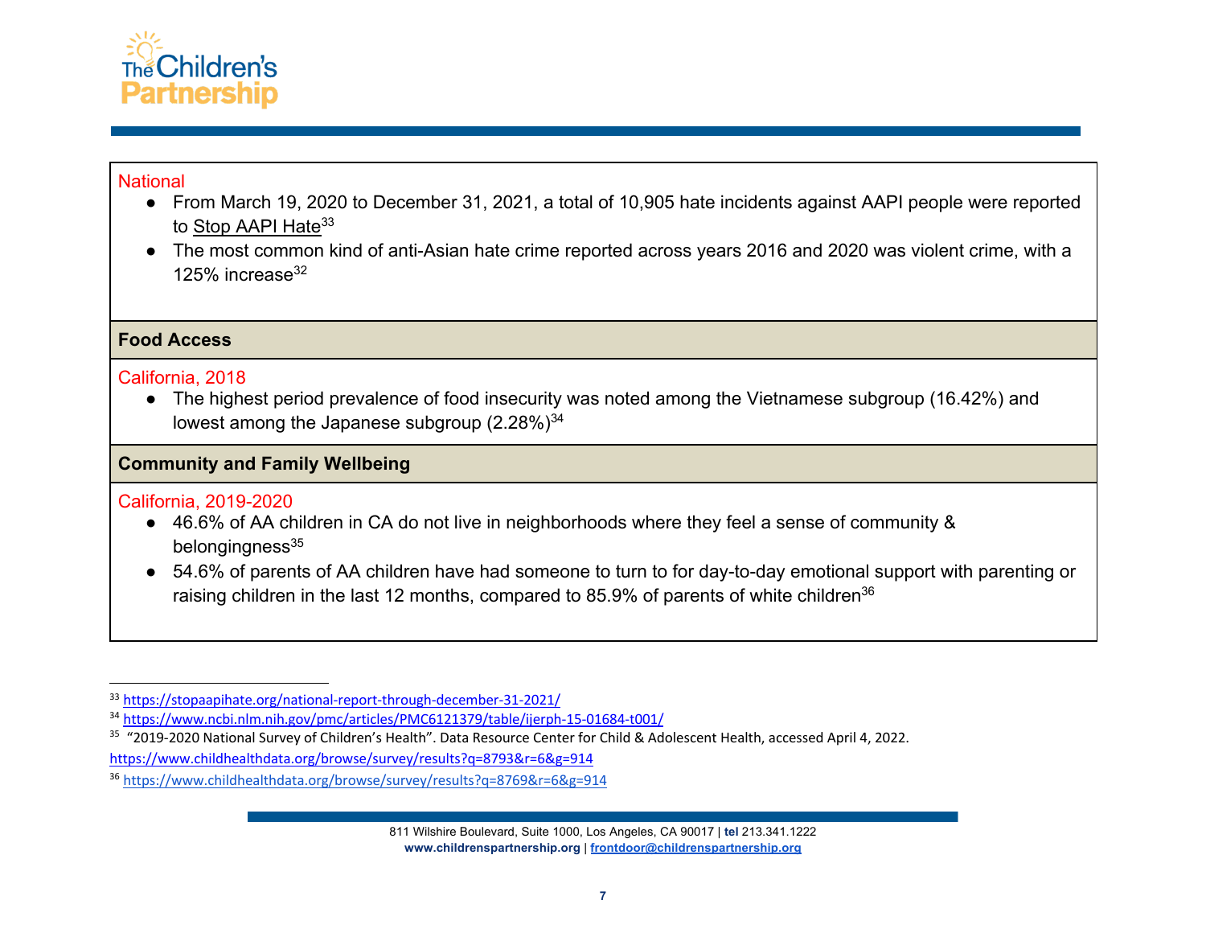National

- From March 19, 2020 to December 31, 2021, a total of 10,905 hate incidents against AAPI people were reported to Stop AAPI Hate[33]
- The most common kind of anti-Asian hate crime reported across years 2016 and 2020 was violent crime, with a 125% increase[32]

**Food Access**

California, 2018

- The highest period prevalence of food insecurity was noted among the Vietnamese subgroup (16.42%) and lowest among the Japanese subgroup (2.28%)[34]

**Community and Family Wellbeing**

California, 2019-2020

- 46.6% of AA children in CA do not live in neighborhoods where they feel a sense of community & belongingness[35]
- 54.6% of parents of AA children have had someone to turn to for day-to-day emotional support with parenting or raising children in the last 12 months, compared to 85.9% of parents of white children[36]

---

[33] https://stopaapihate.org/national-report-through-december-31-2021/

[34] https://www.ncbi.nlm.nih.gov/pmc/articles/PMC6121379/table/ijerph-15-01684-t001/

[35] "2019-2020 National Survey of Children's Health". Data Resource Center for Child & Adolescent Health, accessed April 4, 2022. https://www.childhealthdata.org/browse/survey/results?q=8793&r=6&g=914

[36] https://www.childhealthdata.org/browse/survey/results?q=8769&r=6&g=914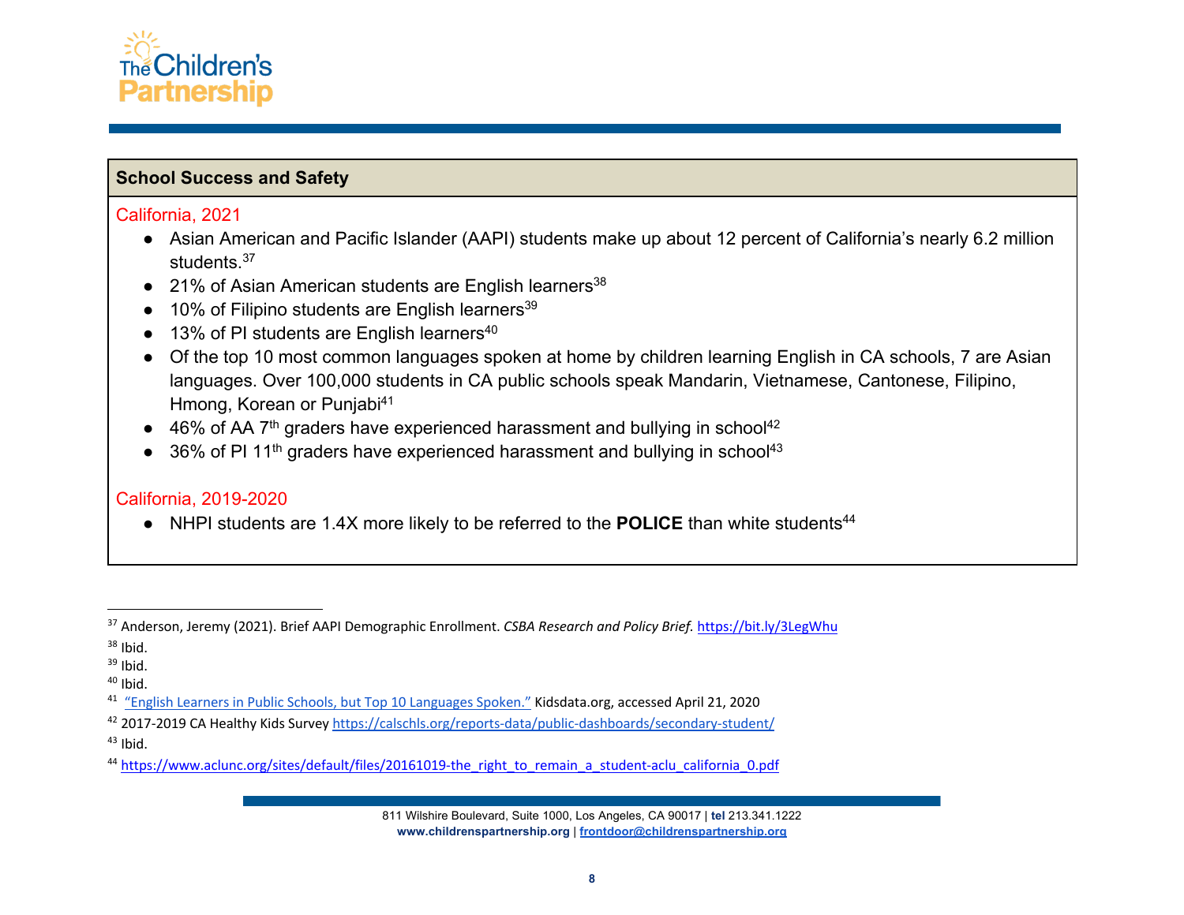## School Success and Safety

California, 2021

- Asian American and Pacific Islander (AAPI) students make up about 12 percent of California's nearly 6.2 million students.[37]
- 21% of Asian American students are English learners[38]
- 10% of Filipino students are English learners[39]
- 13% of PI students are English learners[40]
- Of the top 10 most common languages spoken at home by children learning English in CA schools, 7 are Asian languages. Over 100,000 students in CA public schools speak Mandarin, Vietnamese, Cantonese, Filipino, Hmong, Korean or Punjabi[41]
- 46% of AA 7th graders have experienced harassment and bullying in school[42]
- 36% of PI 11th graders have experienced harassment and bullying in school[43]

California, 2019-2020

- NHPI students are 1.4X more likely to be referred to the **POLICE** than white students[44]

---

[37] Anderson, Jeremy (2021). Brief AAPI Demographic Enrollment. *CSBA Research and Policy Brief.* https://bit.ly/3LegWhu

[38] Ibid.

[39] Ibid.

[40] Ibid.

[41] "English Learners in Public Schools, but Top 10 Languages Spoken." Kidsdata.org, accessed April 21, 2020

[42] 2017-2019 CA Healthy Kids Survey https://calschls.org/reports-data/public-dashboards/secondary-student/

[43] Ibid.

[44] https://www.aclunc.org/sites/default/files/20161019-the_right_to_remain_a_student-aclu_california_0.pdf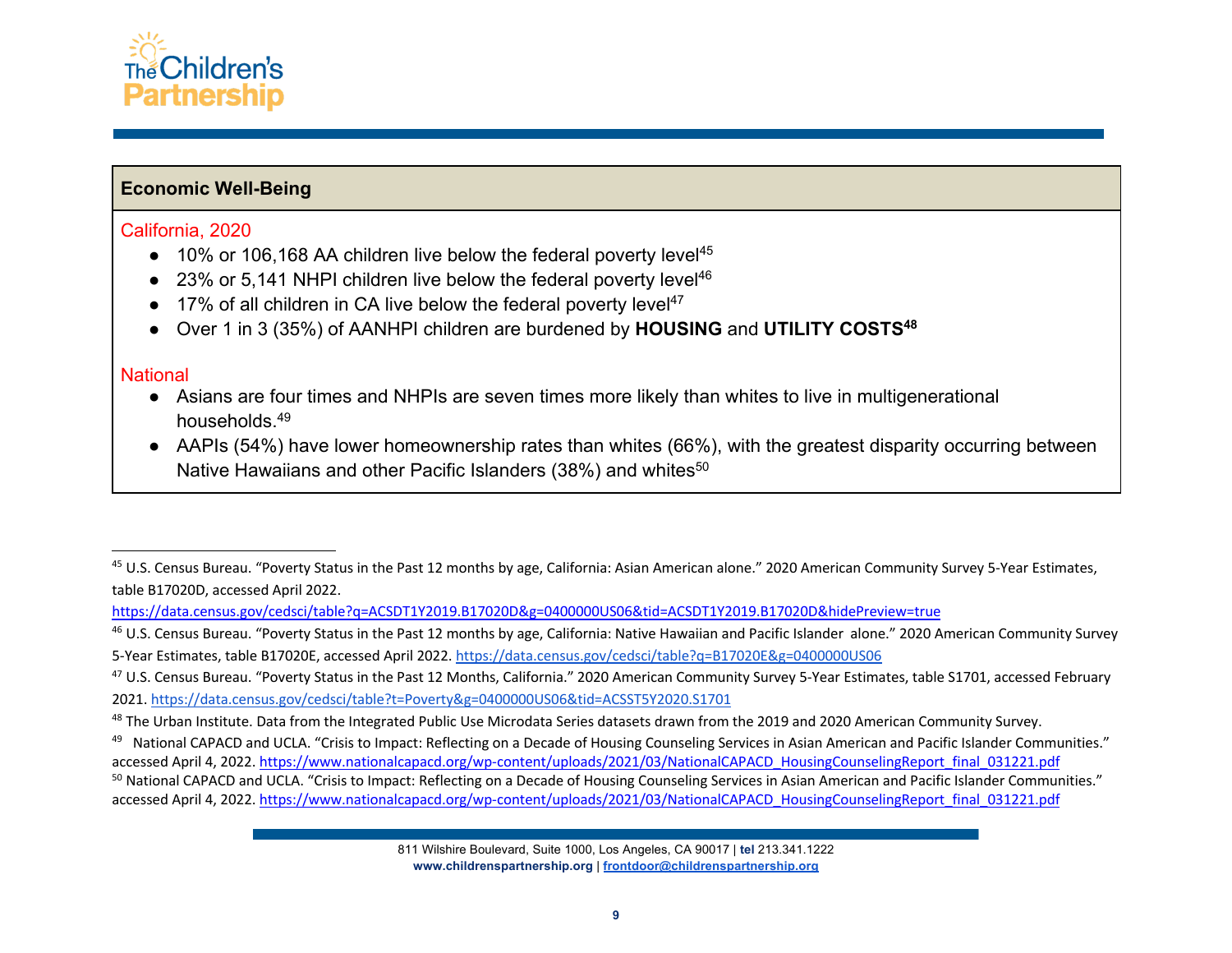## Economic Well-Being

California, 2020

- 10% or 106,168 AA children live below the federal poverty level[45]
- 23% or 5,141 NHPI children live below the federal poverty level[46]
- 17% of all children in CA live below the federal poverty level[47]
- Over 1 in 3 (35%) of AANHPI children are burdened by **HOUSING** and **UTILITY COSTS**[48]

National

- Asians are four times and NHPIs are seven times more likely than whites to live in multigenerational households.[49]
- AAPIs (54%) have lower homeownership rates than whites (66%), with the greatest disparity occurring between Native Hawaiians and other Pacific Islanders (38%) and whites[50]

---

[45] U.S. Census Bureau. "Poverty Status in the Past 12 months by age, California: Asian American alone." 2020 American Community Survey 5-Year Estimates, table B17020D, accessed April 2022. https://data.census.gov/cedsci/table?q=ACSDT1Y2019.B17020D&g=0400000US06&tid=ACSDT1Y2019.B17020D&hidePreview=true

[46] U.S. Census Bureau. "Poverty Status in the Past 12 months by age, California: Native Hawaiian and Pacific Islander alone." 2020 American Community Survey 5-Year Estimates, table B17020E, accessed April 2022. https://data.census.gov/cedsci/table?q=B17020E&g=0400000US06

[47] U.S. Census Bureau. "Poverty Status in the Past 12 Months, California." 2020 American Community Survey 5-Year Estimates, table S1701, accessed February 2021. https://data.census.gov/cedsci/table?t=Poverty&g=0400000US06&tid=ACSST5Y2020.S1701

[48] The Urban Institute. Data from the Integrated Public Use Microdata Series datasets drawn from the 2019 and 2020 American Community Survey.

[49] National CAPACD and UCLA. "Crisis to Impact: Reflecting on a Decade of Housing Counseling Services in Asian American and Pacific Islander Communities." accessed April 4, 2022. https://www.nationalcapacd.org/wp-content/uploads/2021/03/NationalCAPACD_HousingCounselingReport_final_031221.pdf

[50] National CAPACD and UCLA. "Crisis to Impact: Reflecting on a Decade of Housing Counseling Services in Asian American and Pacific Islander Communities." accessed April 4, 2022. https://www.nationalcapacd.org/wp-content/uploads/2021/03/NationalCAPACD_HousingCounselingReport_final_031221.pdf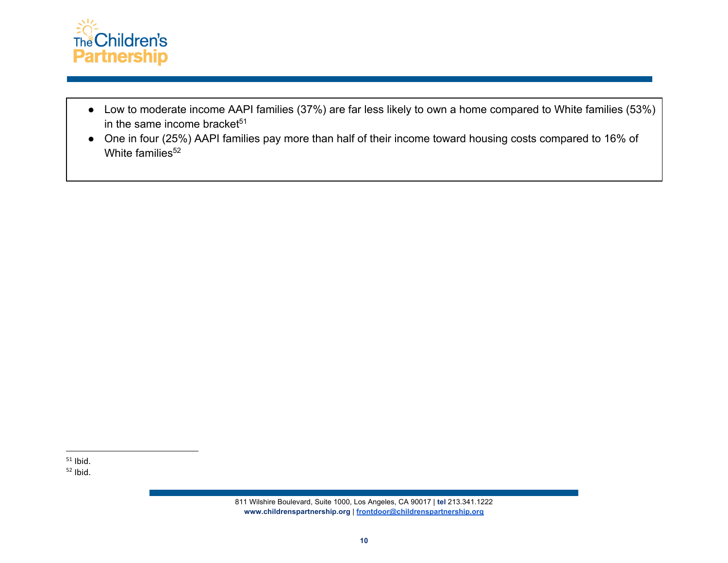- Low to moderate income AAPI families (37%) are far less likely to own a home compared to White families (53%) in the same income bracket[51]
- One in four (25%) AAPI families pay more than half of their income toward housing costs compared to 16% of White families[52]

---

[51] Ibid.

[52] Ibid.